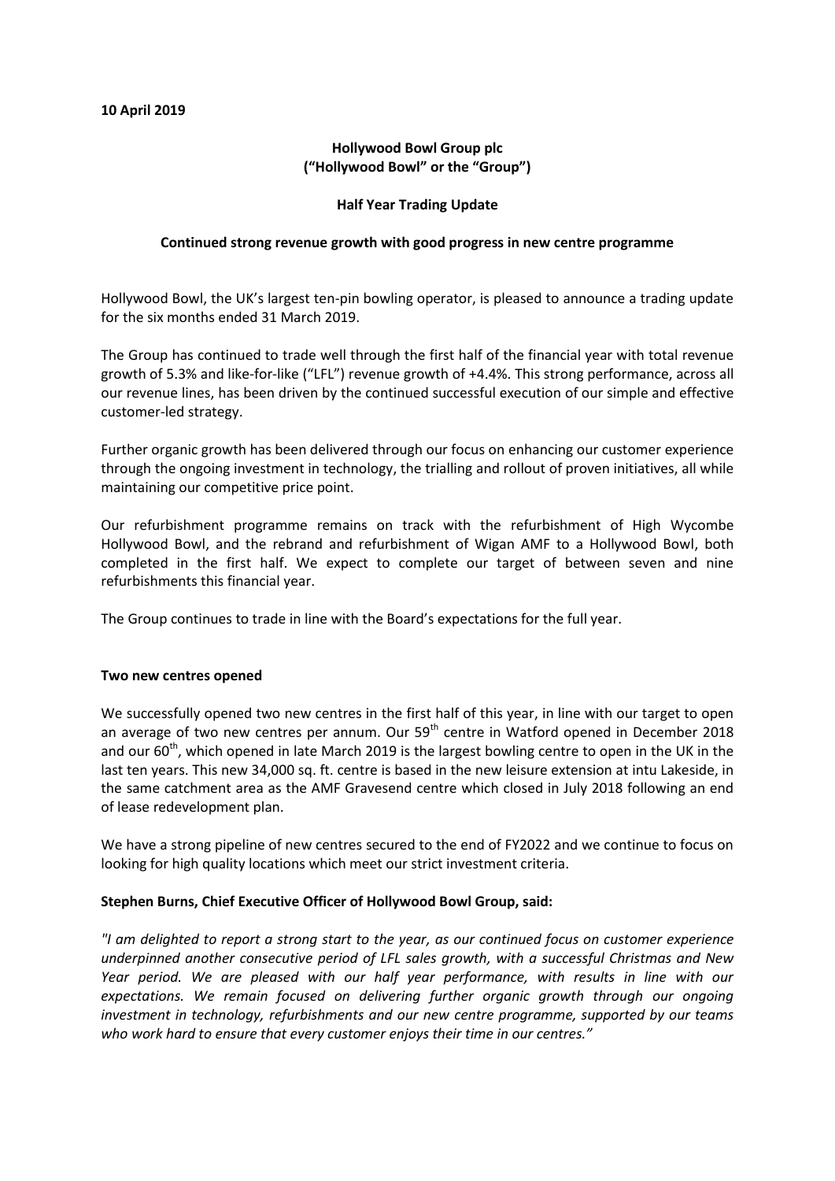**10 April 2019**

**Hollywood Bowl Group plc**
**("Hollywood Bowl" or the "Group")**

**Half Year Trading Update**

**Continued strong revenue growth with good progress in new centre programme**

Hollywood Bowl, the UK's largest ten-pin bowling operator, is pleased to announce a trading update for the six months ended 31 March 2019.

The Group has continued to trade well through the first half of the financial year with total revenue growth of 5.3% and like-for-like ("LFL") revenue growth of +4.4%. This strong performance, across all our revenue lines, has been driven by the continued successful execution of our simple and effective customer-led strategy.

Further organic growth has been delivered through our focus on enhancing our customer experience through the ongoing investment in technology, the trialling and rollout of proven initiatives, all while maintaining our competitive price point.

Our refurbishment programme remains on track with the refurbishment of High Wycombe Hollywood Bowl, and the rebrand and refurbishment of Wigan AMF to a Hollywood Bowl, both completed in the first half. We expect to complete our target of between seven and nine refurbishments this financial year.

The Group continues to trade in line with the Board's expectations for the full year.

**Two new centres opened**

We successfully opened two new centres in the first half of this year, in line with our target to open an average of two new centres per annum. Our 59th centre in Watford opened in December 2018 and our 60th, which opened in late March 2019 is the largest bowling centre to open in the UK in the last ten years. This new 34,000 sq. ft. centre is based in the new leisure extension at intu Lakeside, in the same catchment area as the AMF Gravesend centre which closed in July 2018 following an end of lease redevelopment plan.

We have a strong pipeline of new centres secured to the end of FY2022 and we continue to focus on looking for high quality locations which meet our strict investment criteria.

**Stephen Burns, Chief Executive Officer of Hollywood Bowl Group, said:**

*"I am delighted to report a strong start to the year, as our continued focus on customer experience underpinned another consecutive period of LFL sales growth, with a successful Christmas and New Year period. We are pleased with our half year performance, with results in line with our expectations. We remain focused on delivering further organic growth through our ongoing investment in technology, refurbishments and our new centre programme, supported by our teams who work hard to ensure that every customer enjoys their time in our centres."*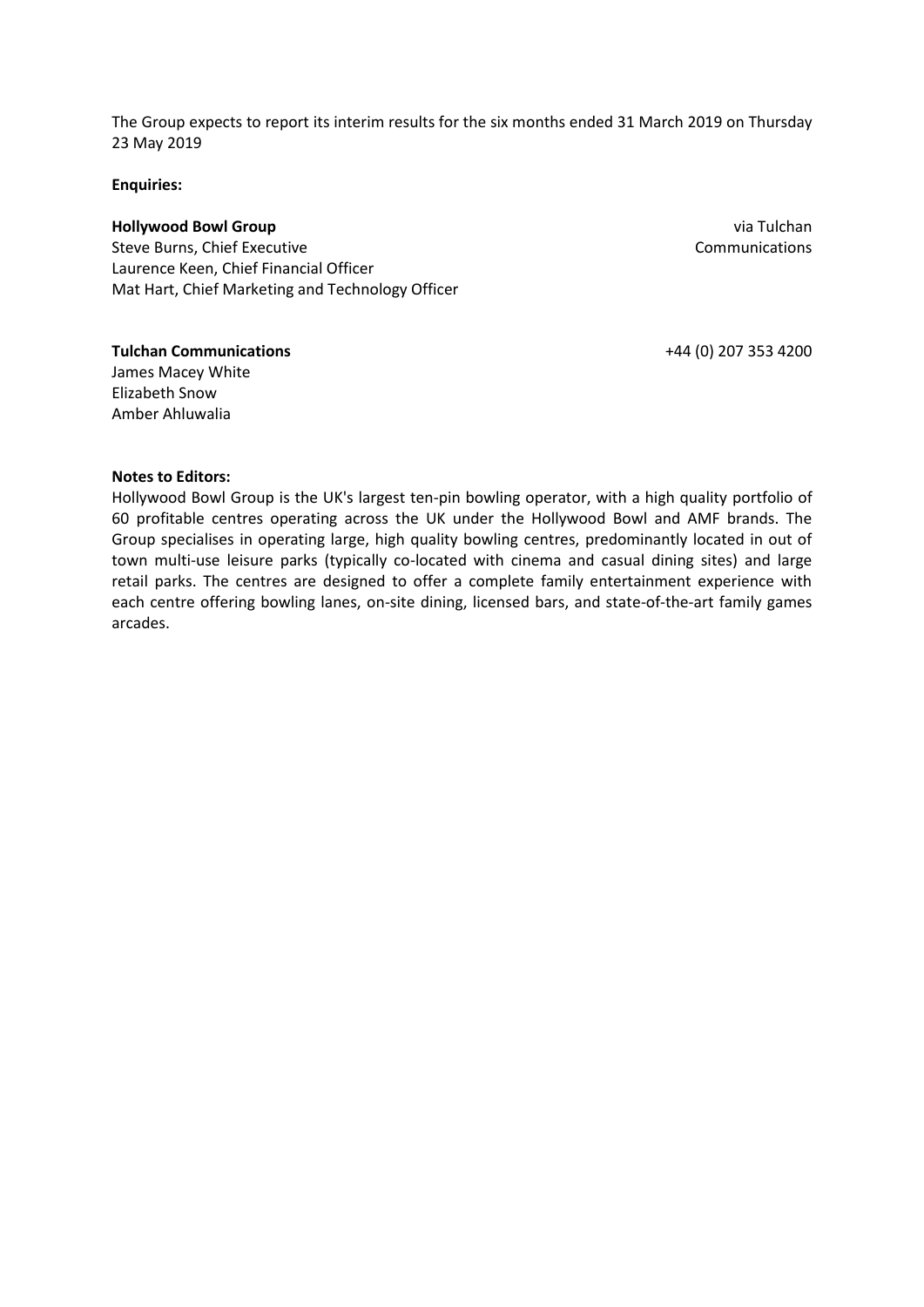The Group expects to report its interim results for the six months ended 31 March 2019 on Thursday 23 May 2019

**Enquiries:**

**Hollywood Bowl Group** via Tulchan Communications

Steve Burns, Chief Executive
Laurence Keen, Chief Financial Officer
Mat Hart, Chief Marketing and Technology Officer

**Tulchan Communications** +44 (0) 207 353 4200

James Macey White
Elizabeth Snow
Amber Ahluwalia

**Notes to Editors:**

Hollywood Bowl Group is the UK's largest ten-pin bowling operator, with a high quality portfolio of 60 profitable centres operating across the UK under the Hollywood Bowl and AMF brands. The Group specialises in operating large, high quality bowling centres, predominantly located in out of town multi-use leisure parks (typically co-located with cinema and casual dining sites) and large retail parks. The centres are designed to offer a complete family entertainment experience with each centre offering bowling lanes, on-site dining, licensed bars, and state-of-the-art family games arcades.